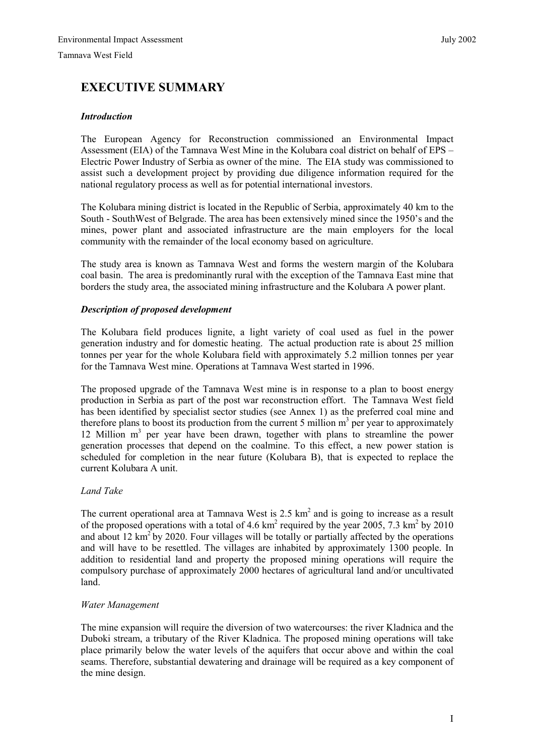# EXECUTIVE SUMMARY

### *Introduction*

The European Agency for Reconstruction commissioned an Environmental Impact Assessment (EIA) of the Tamnava West Mine in the Kolubara coal district on behalf of EPS – Electric Power Industry of Serbia as owner of the mine. The EIA study was commissioned to assist such a development project by providing due diligence information required for the national regulatory process as well as for potential international investors.

The Kolubara mining district is located in the Republic of Serbia, approximately 40 km to the South - SouthWest of Belgrade. The area has been extensively mined since the 1950's and the mines, power plant and associated infrastructure are the main employers for the local community with the remainder of the local economy based on agriculture.

The study area is known as Tamnava West and forms the western margin of the Kolubara coal basin. The area is predominantly rural with the exception of the Tamnava East mine that borders the study area, the associated mining infrastructure and the Kolubara A power plant.

### *Description of proposed development*

The Kolubara field produces lignite, a light variety of coal used as fuel in the power generation industry and for domestic heating. The actual production rate is about 25 million tonnes per year for the whole Kolubara field with approximately 5.2 million tonnes per year for the Tamnava West mine. Operations at Tamnava West started in 1996.

The proposed upgrade of the Tamnava West mine is in response to a plan to boost energy production in Serbia as part of the post war reconstruction effort. The Tamnava West field has been identified by specialist sector studies (see Annex 1) as the preferred coal mine and therefore plans to boost its production from the current 5 million $m^3$ per year to approximately 12 Million $m^3$ per year have been drawn, together with plans to streamline the power generation processes that depend on the coalmine. To this effect, a new power station is scheduled for completion in the near future (Kolubara B), that is expected to replace the current Kolubara A unit.

#### *Land Take*

The current operational area at Tamnava West is 2.5 $km^2$ and is going to increase as a result of the proposed operations with a total of 4.6 $km^2$ required by the year 2005, 7.3 $km^2$ by 2010 and about 12 $km^2$ by 2020. Four villages will be totally or partially affected by the operations and will have to be resettled. The villages are inhabited by approximately 1300 people. In addition to residential land and property the proposed mining operations will require the compulsory purchase of approximately 2000 hectares of agricultural land and/or uncultivated land.

#### *Water Management*

The mine expansion will require the diversion of two watercourses: the river Kladnica and the Duboki stream, a tributary of the River Kladnica. The proposed mining operations will take place primarily below the water levels of the aquifers that occur above and within the coal seams. Therefore, substantial dewatering and drainage will be required as a key component of the mine design.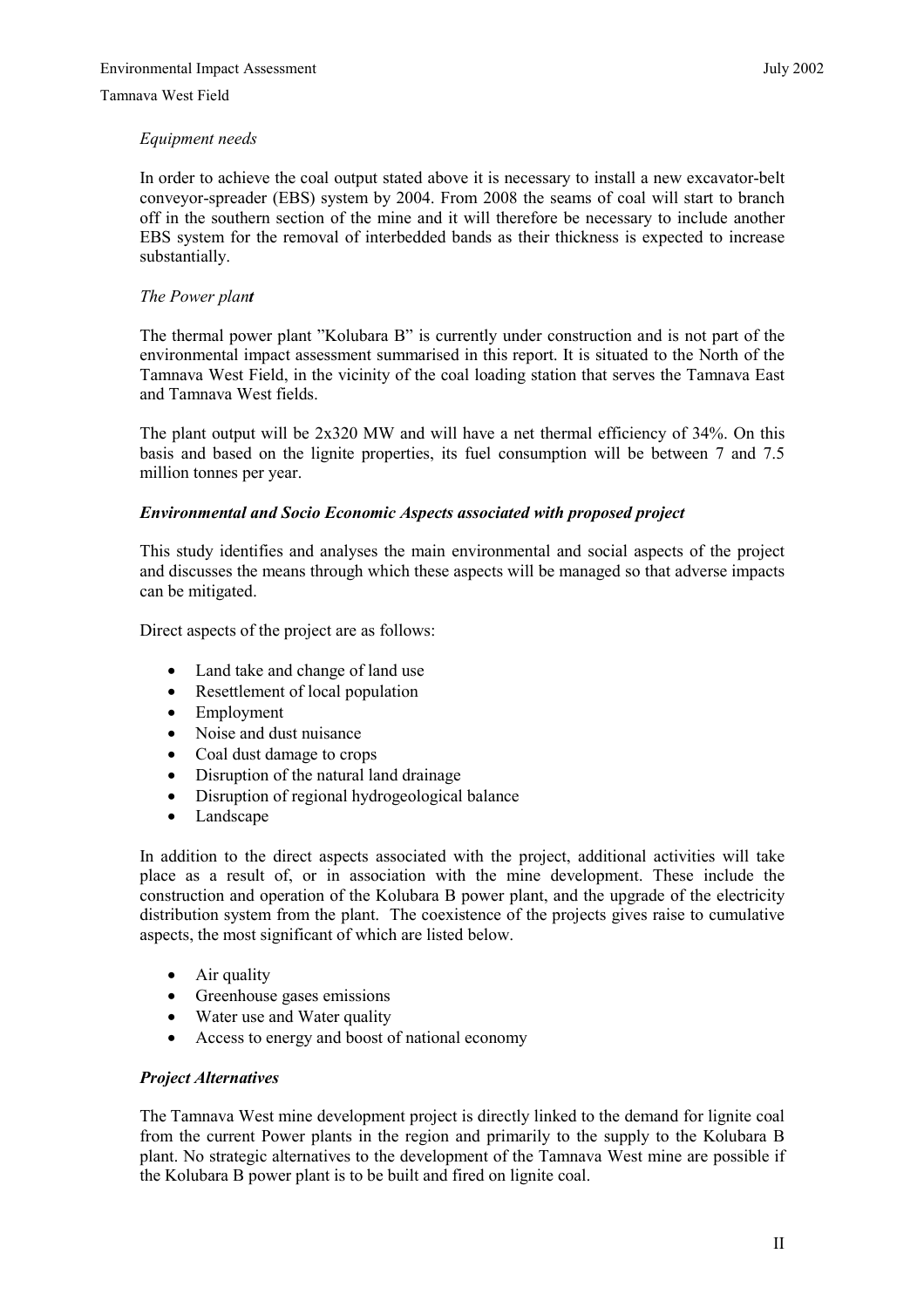*Equipment needs*

In order to achieve the coal output stated above it is necessary to install a new excavator-belt conveyor-spreader (EBS) system by 2004. From 2008 the seams of coal will start to branch off in the southern section of the mine and it will therefore be necessary to include another EBS system for the removal of interbedded bands as their thickness is expected to increase substantially.

*The Power plant*

The thermal power plant "Kolubara B" is currently under construction and is not part of the environmental impact assessment summarised in this report. It is situated to the North of the Tamnava West Field, in the vicinity of the coal loading station that serves the Tamnava East and Tamnava West fields.

The plant output will be 2x320 MW and will have a net thermal efficiency of 34%. On this basis and based on the lignite properties, its fuel consumption will be between 7 and 7.5 million tonnes per year.

***Environmental and Socio Economic Aspects associated with proposed project***

This study identifies and analyses the main environmental and social aspects of the project and discusses the means through which these aspects will be managed so that adverse impacts can be mitigated.

Direct aspects of the project are as follows:

- Land take and change of land use
- Resettlement of local population
- Employment
- Noise and dust nuisance
- Coal dust damage to crops
- Disruption of the natural land drainage
- Disruption of regional hydrogeological balance
- Landscape

In addition to the direct aspects associated with the project, additional activities will take place as a result of, or in association with the mine development. These include the construction and operation of the Kolubara B power plant, and the upgrade of the electricity distribution system from the plant. The coexistence of the projects gives raise to cumulative aspects, the most significant of which are listed below.

- Air quality
- Greenhouse gases emissions
- Water use and Water quality
- Access to energy and boost of national economy

***Project Alternatives***

The Tamnava West mine development project is directly linked to the demand for lignite coal from the current Power plants in the region and primarily to the supply to the Kolubara B plant. No strategic alternatives to the development of the Tamnava West mine are possible if the Kolubara B power plant is to be built and fired on lignite coal.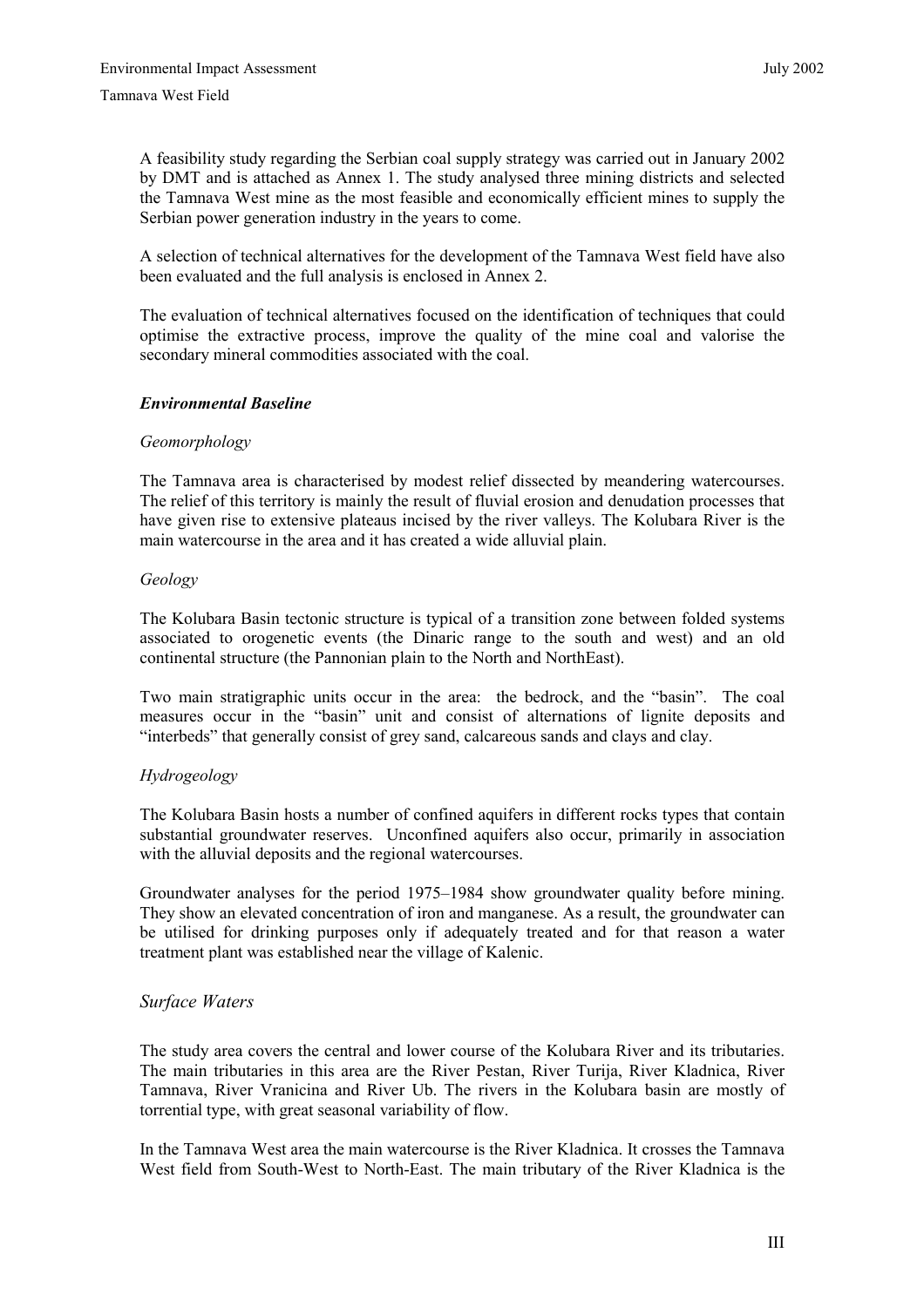A feasibility study regarding the Serbian coal supply strategy was carried out in January 2002 by DMT and is attached as Annex 1. The study analysed three mining districts and selected the Tamnava West mine as the most feasible and economically efficient mines to supply the Serbian power generation industry in the years to come.

A selection of technical alternatives for the development of the Tamnava West field have also been evaluated and the full analysis is enclosed in Annex 2.

The evaluation of technical alternatives focused on the identification of techniques that could optimise the extractive process, improve the quality of the mine coal and valorise the secondary mineral commodities associated with the coal.

### *Environmental Baseline*

#### *Geomorphology*

The Tamnava area is characterised by modest relief dissected by meandering watercourses. The relief of this territory is mainly the result of fluvial erosion and denudation processes that have given rise to extensive plateaus incised by the river valleys. The Kolubara River is the main watercourse in the area and it has created a wide alluvial plain.

#### *Geology*

The Kolubara Basin tectonic structure is typical of a transition zone between folded systems associated to orogenetic events (the Dinaric range to the south and west) and an old continental structure (the Pannonian plain to the North and NorthEast).

Two main stratigraphic units occur in the area: the bedrock, and the "basin". The coal measures occur in the "basin" unit and consist of alternations of lignite deposits and "interbeds" that generally consist of grey sand, calcareous sands and clays and clay.

#### *Hydrogeology*

The Kolubara Basin hosts a number of confined aquifers in different rocks types that contain substantial groundwater reserves. Unconfined aquifers also occur, primarily in association with the alluvial deposits and the regional watercourses.

Groundwater analyses for the period 1975–1984 show groundwater quality before mining. They show an elevated concentration of iron and manganese. As a result, the groundwater can be utilised for drinking purposes only if adequately treated and for that reason a water treatment plant was established near the village of Kalenic.

#### *Surface Waters*

The study area covers the central and lower course of the Kolubara River and its tributaries. The main tributaries in this area are the River Pestan, River Turija, River Kladnica, River Tamnava, River Vranicina and River Ub. The rivers in the Kolubara basin are mostly of torrential type, with great seasonal variability of flow.

In the Tamnava West area the main watercourse is the River Kladnica. It crosses the Tamnava West field from South-West to North-East. The main tributary of the River Kladnica is the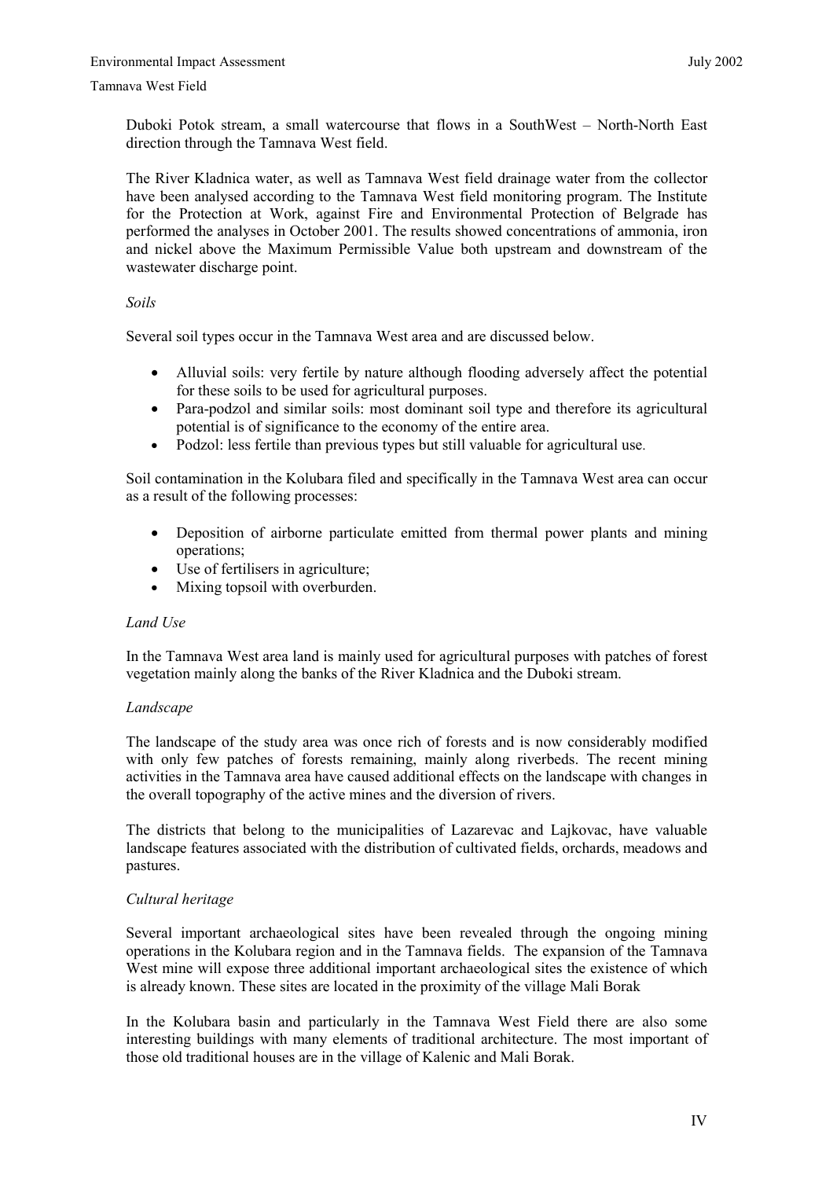Duboki Potok stream, a small watercourse that flows in a SouthWest – North-North East direction through the Tamnava West field.

The River Kladnica water, as well as Tamnava West field drainage water from the collector have been analysed according to the Tamnava West field monitoring program. The Institute for the Protection at Work, against Fire and Environmental Protection of Belgrade has performed the analyses in October 2001. The results showed concentrations of ammonia, iron and nickel above the Maximum Permissible Value both upstream and downstream of the wastewater discharge point.

*Soils*

Several soil types occur in the Tamnava West area and are discussed below.

- Alluvial soils: very fertile by nature although flooding adversely affect the potential for these soils to be used for agricultural purposes.
- Para-podzol and similar soils: most dominant soil type and therefore its agricultural potential is of significance to the economy of the entire area.
- Podzol: less fertile than previous types but still valuable for agricultural use.

Soil contamination in the Kolubara filed and specifically in the Tamnava West area can occur as a result of the following processes:

- Deposition of airborne particulate emitted from thermal power plants and mining operations;
- Use of fertilisers in agriculture;
- Mixing topsoil with overburden.

*Land Use*

In the Tamnava West area land is mainly used for agricultural purposes with patches of forest vegetation mainly along the banks of the River Kladnica and the Duboki stream.

*Landscape*

The landscape of the study area was once rich of forests and is now considerably modified with only few patches of forests remaining, mainly along riverbeds. The recent mining activities in the Tamnava area have caused additional effects on the landscape with changes in the overall topography of the active mines and the diversion of rivers.

The districts that belong to the municipalities of Lazarevac and Lajkovac, have valuable landscape features associated with the distribution of cultivated fields, orchards, meadows and pastures.

*Cultural heritage*

Several important archaeological sites have been revealed through the ongoing mining operations in the Kolubara region and in the Tamnava fields. The expansion of the Tamnava West mine will expose three additional important archaeological sites the existence of which is already known. These sites are located in the proximity of the village Mali Borak

In the Kolubara basin and particularly in the Tamnava West Field there are also some interesting buildings with many elements of traditional architecture. The most important of those old traditional houses are in the village of Kalenic and Mali Borak.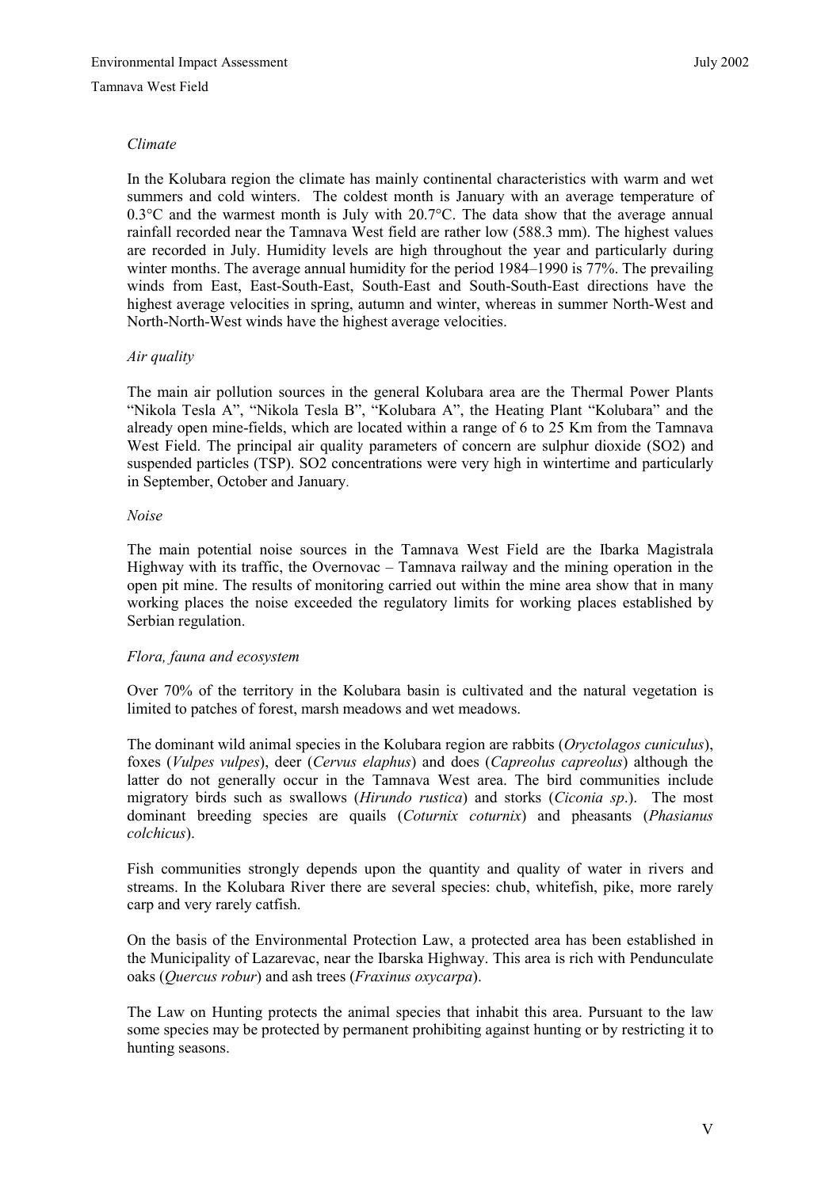*Climate*

In the Kolubara region the climate has mainly continental characteristics with warm and wet summers and cold winters. The coldest month is January with an average temperature of 0.3°C and the warmest month is July with 20.7°C. The data show that the average annual rainfall recorded near the Tamnava West field are rather low (588.3 mm). The highest values are recorded in July. Humidity levels are high throughout the year and particularly during winter months. The average annual humidity for the period 1984–1990 is 77%. The prevailing winds from East, East-South-East, South-East and South-South-East directions have the highest average velocities in spring, autumn and winter, whereas in summer North-West and North-North-West winds have the highest average velocities.

*Air quality*

The main air pollution sources in the general Kolubara area are the Thermal Power Plants "Nikola Tesla A", "Nikola Tesla B", "Kolubara A", the Heating Plant "Kolubara" and the already open mine-fields, which are located within a range of 6 to 25 Km from the Tamnava West Field. The principal air quality parameters of concern are sulphur dioxide ($SO_2$) and suspended particles (TSP). $SO_2$ concentrations were very high in wintertime and particularly in September, October and January.

*Noise*

The main potential noise sources in the Tamnava West Field are the Ibarka Magistrala Highway with its traffic, the Overnovac – Tamnava railway and the mining operation in the open pit mine. The results of monitoring carried out within the mine area show that in many working places the noise exceeded the regulatory limits for working places established by Serbian regulation.

*Flora, fauna and ecosystem*

Over 70% of the territory in the Kolubara basin is cultivated and the natural vegetation is limited to patches of forest, marsh meadows and wet meadows.

The dominant wild animal species in the Kolubara region are rabbits (*Oryctolagos cuniculus*), foxes (*Vulpes vulpes*), deer (*Cervus elaphus*) and does (*Capreolus capreolus*) although the latter do not generally occur in the Tamnava West area. The bird communities include migratory birds such as swallows (*Hirundo rustica*) and storks (*Ciconia sp*.). The most dominant breeding species are quails (*Coturnix coturnix*) and pheasants (*Phasianus colchicus*).

Fish communities strongly depends upon the quantity and quality of water in rivers and streams. In the Kolubara River there are several species: chub, whitefish, pike, more rarely carp and very rarely catfish.

On the basis of the Environmental Protection Law, a protected area has been established in the Municipality of Lazarevac, near the Ibarska Highway. This area is rich with Penduncluate oaks (*Quercus robur*) and ash trees (*Fraxinus oxycarpa*).

The Law on Hunting protects the animal species that inhabit this area. Pursuant to the law some species may be protected by permanent prohibiting against hunting or by restricting it to hunting seasons.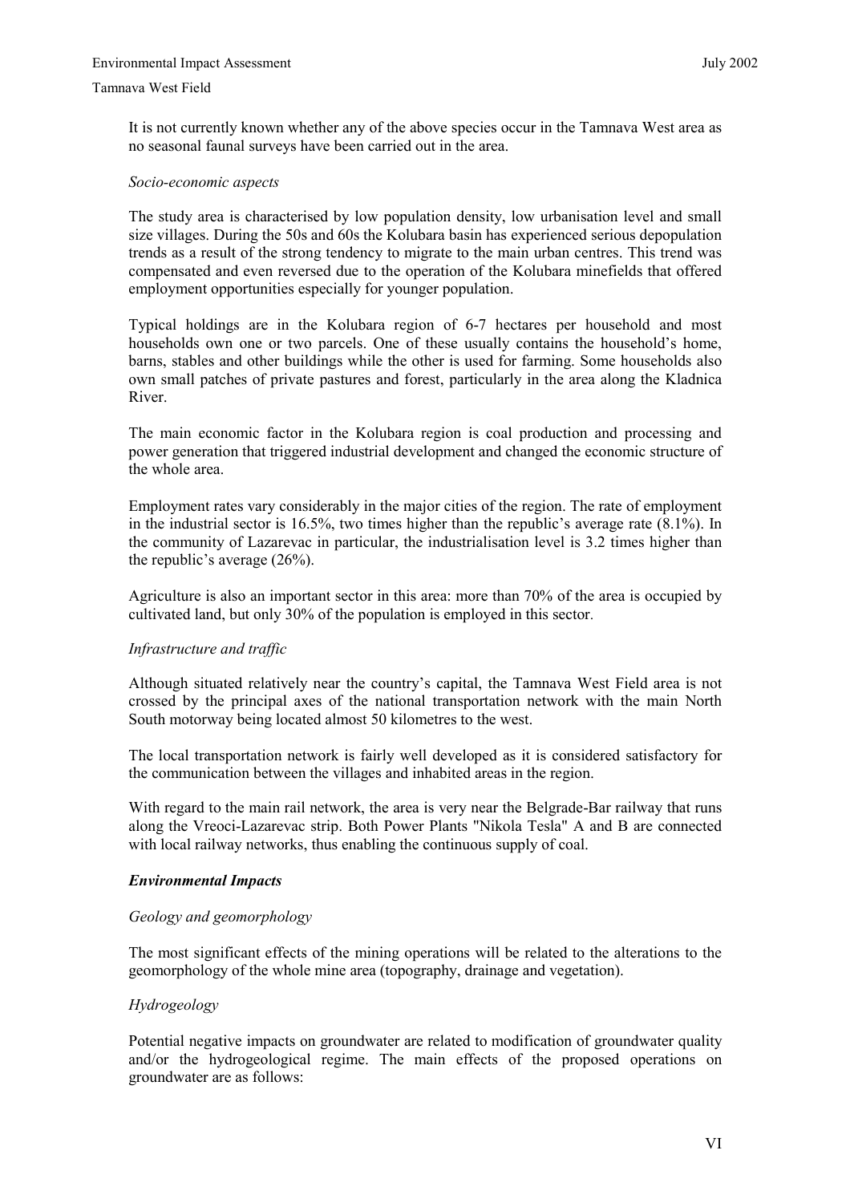It is not currently known whether any of the above species occur in the Tamnava West area as no seasonal faunal surveys have been carried out in the area.

*Socio-economic aspects*

The study area is characterised by low population density, low urbanisation level and small size villages. During the 50s and 60s the Kolubara basin has experienced serious depopulation trends as a result of the strong tendency to migrate to the main urban centres. This trend was compensated and even reversed due to the operation of the Kolubara minefields that offered employment opportunities especially for younger population.

Typical holdings are in the Kolubara region of 6-7 hectares per household and most households own one or two parcels. One of these usually contains the household's home, barns, stables and other buildings while the other is used for farming. Some households also own small patches of private pastures and forest, particularly in the area along the Kladnica River.

The main economic factor in the Kolubara region is coal production and processing and power generation that triggered industrial development and changed the economic structure of the whole area.

Employment rates vary considerably in the major cities of the region. The rate of employment in the industrial sector is 16.5%, two times higher than the republic's average rate (8.1%). In the community of Lazarevac in particular, the industrialisation level is 3.2 times higher than the republic's average (26%).

Agriculture is also an important sector in this area: more than 70% of the area is occupied by cultivated land, but only 30% of the population is employed in this sector.

*Infrastructure and traffic*

Although situated relatively near the country's capital, the Tamnava West Field area is not crossed by the principal axes of the national transportation network with the main North South motorway being located almost 50 kilometres to the west.

The local transportation network is fairly well developed as it is considered satisfactory for the communication between the villages and inhabited areas in the region.

With regard to the main rail network, the area is very near the Belgrade-Bar railway that runs along the Vreoci-Lazarevac strip. Both Power Plants "Nikola Tesla" A and B are connected with local railway networks, thus enabling the continuous supply of coal.

***Environmental Impacts***

*Geology and geomorphology*

The most significant effects of the mining operations will be related to the alterations to the geomorphology of the whole mine area (topography, drainage and vegetation).

*Hydrogeology*

Potential negative impacts on groundwater are related to modification of groundwater quality and/or the hydrogeological regime. The main effects of the proposed operations on groundwater are as follows: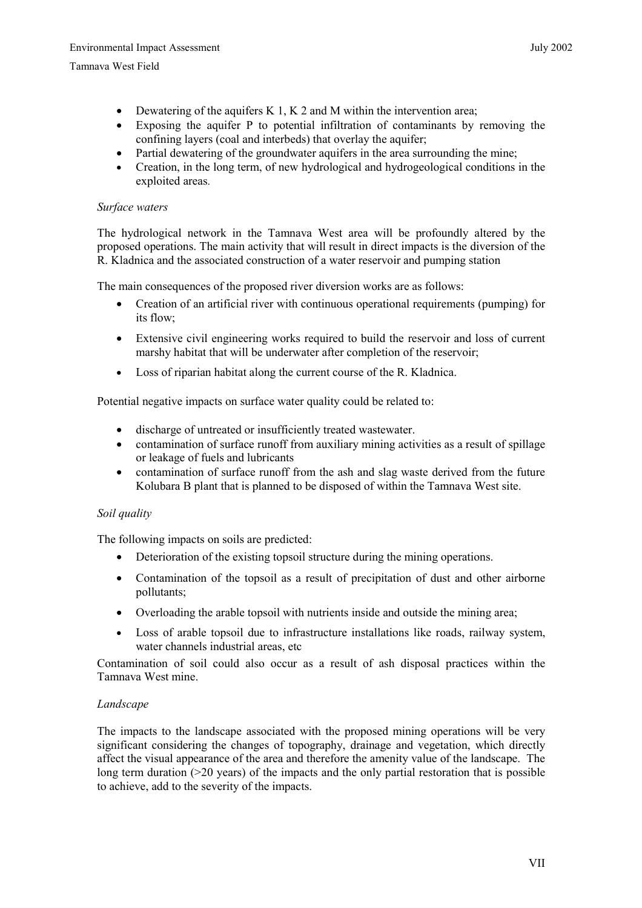- Dewatering of the aquifers K 1, K 2 and M within the intervention area;
- Exposing the aquifer P to potential infiltration of contaminants by removing the confining layers (coal and interbeds) that overlay the aquifer;
- Partial dewatering of the groundwater aquifers in the area surrounding the mine;
- Creation, in the long term, of new hydrological and hydrogeological conditions in the exploited areas.

*Surface waters*

The hydrological network in the Tamnava West area will be profoundly altered by the proposed operations. The main activity that will result in direct impacts is the diversion of the R. Kladnica and the associated construction of a water reservoir and pumping station

The main consequences of the proposed river diversion works are as follows:

- Creation of an artificial river with continuous operational requirements (pumping) for its flow;
- Extensive civil engineering works required to build the reservoir and loss of current marshy habitat that will be underwater after completion of the reservoir;
- Loss of riparian habitat along the current course of the R. Kladnica.

Potential negative impacts on surface water quality could be related to:

- discharge of untreated or insufficiently treated wastewater.
- contamination of surface runoff from auxiliary mining activities as a result of spillage or leakage of fuels and lubricants
- contamination of surface runoff from the ash and slag waste derived from the future Kolubara B plant that is planned to be disposed of within the Tamnava West site.

*Soil quality*

The following impacts on soils are predicted:

- Deterioration of the existing topsoil structure during the mining operations.
- Contamination of the topsoil as a result of precipitation of dust and other airborne pollutants;
- Overloading the arable topsoil with nutrients inside and outside the mining area;
- Loss of arable topsoil due to infrastructure installations like roads, railway system, water channels industrial areas, etc

Contamination of soil could also occur as a result of ash disposal practices within the Tamnava West mine.

*Landscape*

The impacts to the landscape associated with the proposed mining operations will be very significant considering the changes of topography, drainage and vegetation, which directly affect the visual appearance of the area and therefore the amenity value of the landscape. The long term duration (>20 years) of the impacts and the only partial restoration that is possible to achieve, add to the severity of the impacts.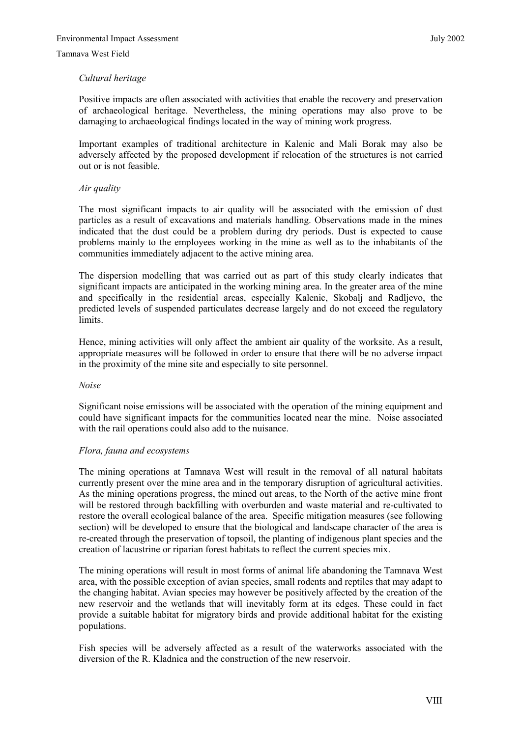*Cultural heritage*

Positive impacts are often associated with activities that enable the recovery and preservation of archaeological heritage. Nevertheless, the mining operations may also prove to be damaging to archaeological findings located in the way of mining work progress.

Important examples of traditional architecture in Kalenic and Mali Borak may also be adversely affected by the proposed development if relocation of the structures is not carried out or is not feasible.

*Air quality*

The most significant impacts to air quality will be associated with the emission of dust particles as a result of excavations and materials handling. Observations made in the mines indicated that the dust could be a problem during dry periods. Dust is expected to cause problems mainly to the employees working in the mine as well as to the inhabitants of the communities immediately adjacent to the active mining area.

The dispersion modelling that was carried out as part of this study clearly indicates that significant impacts are anticipated in the working mining area. In the greater area of the mine and specifically in the residential areas, especially Kalenic, Skobalj and Radljevo, the predicted levels of suspended particulates decrease largely and do not exceed the regulatory limits.

Hence, mining activities will only affect the ambient air quality of the worksite. As a result, appropriate measures will be followed in order to ensure that there will be no adverse impact in the proximity of the mine site and especially to site personnel.

*Noise*

Significant noise emissions will be associated with the operation of the mining equipment and could have significant impacts for the communities located near the mine. Noise associated with the rail operations could also add to the nuisance.

*Flora, fauna and ecosystems*

The mining operations at Tamnava West will result in the removal of all natural habitats currently present over the mine area and in the temporary disruption of agricultural activities. As the mining operations progress, the mined out areas, to the North of the active mine front will be restored through backfilling with overburden and waste material and re-cultivated to restore the overall ecological balance of the area. Specific mitigation measures (see following section) will be developed to ensure that the biological and landscape character of the area is re-created through the preservation of topsoil, the planting of indigenous plant species and the creation of lacustrine or riparian forest habitats to reflect the current species mix.

The mining operations will result in most forms of animal life abandoning the Tamnava West area, with the possible exception of avian species, small rodents and reptiles that may adapt to the changing habitat. Avian species may however be positively affected by the creation of the new reservoir and the wetlands that will inevitably form at its edges. These could in fact provide a suitable habitat for migratory birds and provide additional habitat for the existing populations.

Fish species will be adversely affected as a result of the waterworks associated with the diversion of the R. Kladnica and the construction of the new reservoir.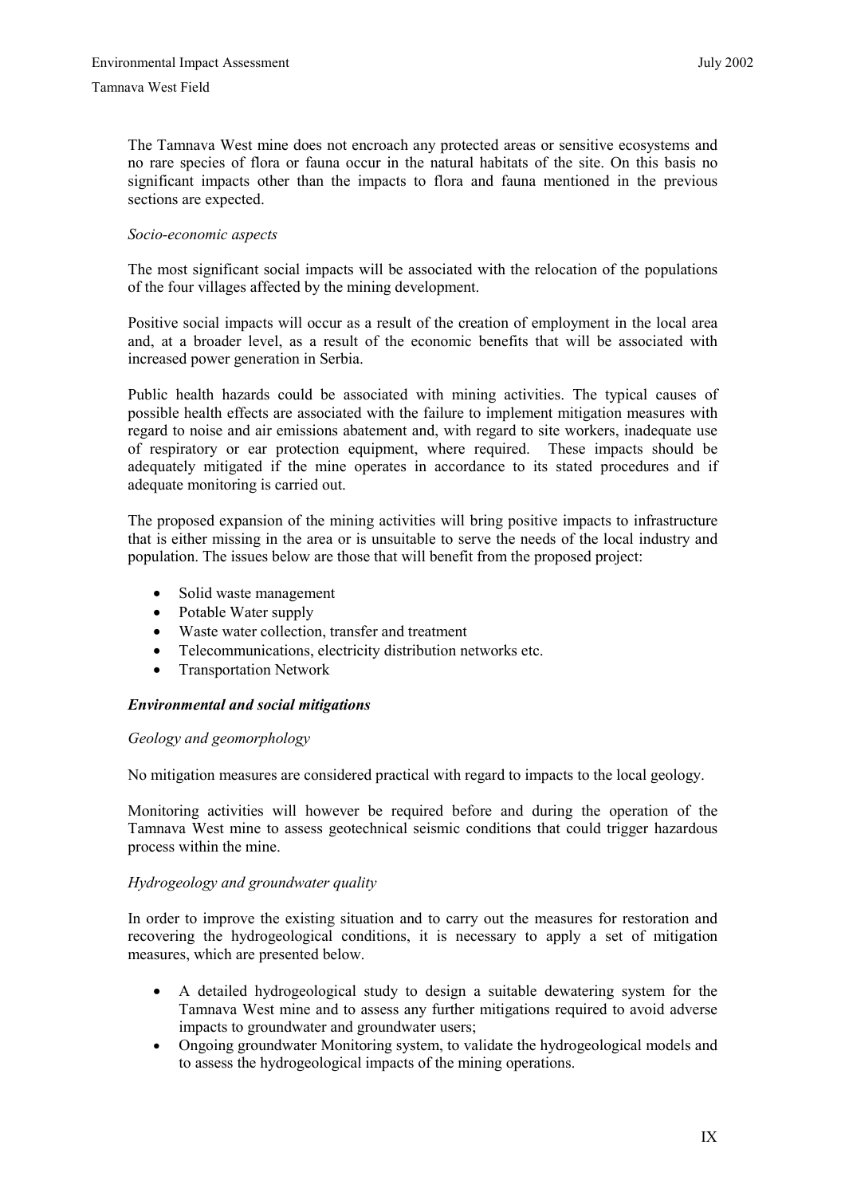The Tamnava West mine does not encroach any protected areas or sensitive ecosystems and no rare species of flora or fauna occur in the natural habitats of the site. On this basis no significant impacts other than the impacts to flora and fauna mentioned in the previous sections are expected.

*Socio-economic aspects*

The most significant social impacts will be associated with the relocation of the populations of the four villages affected by the mining development.

Positive social impacts will occur as a result of the creation of employment in the local area and, at a broader level, as a result of the economic benefits that will be associated with increased power generation in Serbia.

Public health hazards could be associated with mining activities. The typical causes of possible health effects are associated with the failure to implement mitigation measures with regard to noise and air emissions abatement and, with regard to site workers, inadequate use of respiratory or ear protection equipment, where required. These impacts should be adequately mitigated if the mine operates in accordance to its stated procedures and if adequate monitoring is carried out.

The proposed expansion of the mining activities will bring positive impacts to infrastructure that is either missing in the area or is unsuitable to serve the needs of the local industry and population. The issues below are those that will benefit from the proposed project:

- Solid waste management
- Potable Water supply
- Waste water collection, transfer and treatment
- Telecommunications, electricity distribution networks etc.
- Transportation Network

***Environmental and social mitigations***

*Geology and geomorphology*

No mitigation measures are considered practical with regard to impacts to the local geology.

Monitoring activities will however be required before and during the operation of the Tamnava West mine to assess geotechnical seismic conditions that could trigger hazardous process within the mine.

*Hydrogeology and groundwater quality*

In order to improve the existing situation and to carry out the measures for restoration and recovering the hydrogeological conditions, it is necessary to apply a set of mitigation measures, which are presented below.

- A detailed hydrogeological study to design a suitable dewatering system for the Tamnava West mine and to assess any further mitigations required to avoid adverse impacts to groundwater and groundwater users;
- Ongoing groundwater Monitoring system, to validate the hydrogeological models and to assess the hydrogeological impacts of the mining operations.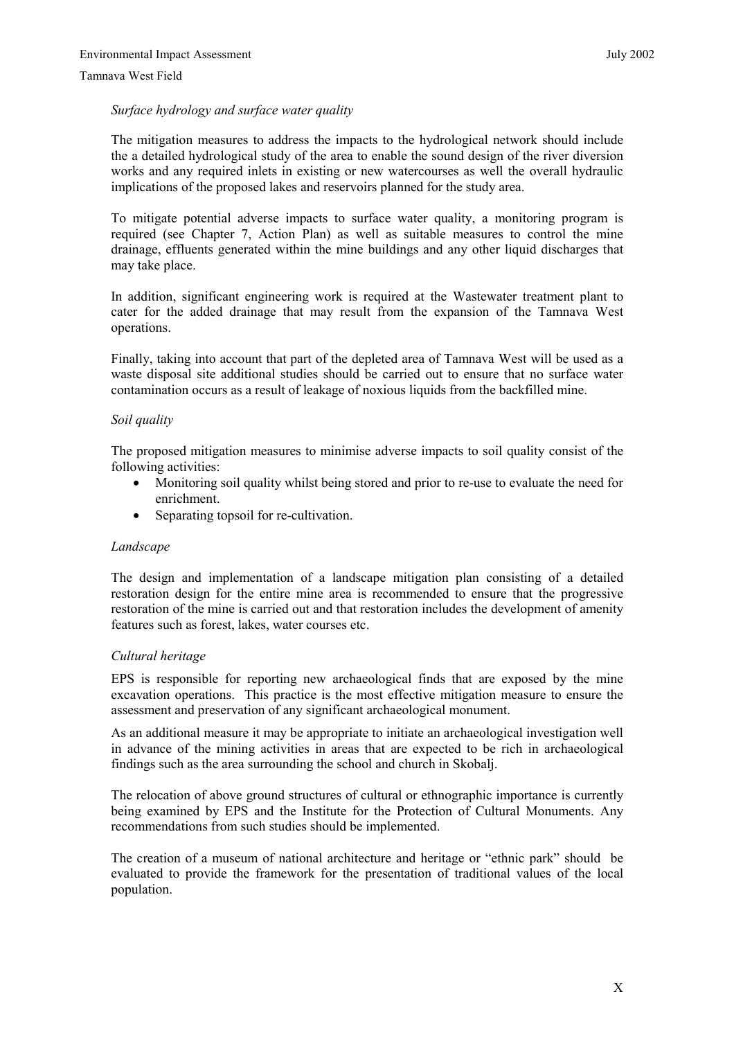*Surface hydrology and surface water quality*

The mitigation measures to address the impacts to the hydrological network should include the a detailed hydrological study of the area to enable the sound design of the river diversion works and any required inlets in existing or new watercourses as well the overall hydraulic implications of the proposed lakes and reservoirs planned for the study area.

To mitigate potential adverse impacts to surface water quality, a monitoring program is required (see Chapter 7, Action Plan) as well as suitable measures to control the mine drainage, effluents generated within the mine buildings and any other liquid discharges that may take place.

In addition, significant engineering work is required at the Wastewater treatment plant to cater for the added drainage that may result from the expansion of the Tamnava West operations.

Finally, taking into account that part of the depleted area of Tamnava West will be used as a waste disposal site additional studies should be carried out to ensure that no surface water contamination occurs as a result of leakage of noxious liquids from the backfilled mine.

*Soil quality*

The proposed mitigation measures to minimise adverse impacts to soil quality consist of the following activities:

- Monitoring soil quality whilst being stored and prior to re-use to evaluate the need for enrichment.
- Separating topsoil for re-cultivation.

*Landscape*

The design and implementation of a landscape mitigation plan consisting of a detailed restoration design for the entire mine area is recommended to ensure that the progressive restoration of the mine is carried out and that restoration includes the development of amenity features such as forest, lakes, water courses etc.

*Cultural heritage*

EPS is responsible for reporting new archaeological finds that are exposed by the mine excavation operations. This practice is the most effective mitigation measure to ensure the assessment and preservation of any significant archaeological monument.

As an additional measure it may be appropriate to initiate an archaeological investigation well in advance of the mining activities in areas that are expected to be rich in archaeological findings such as the area surrounding the school and church in Skobalj.

The relocation of above ground structures of cultural or ethnographic importance is currently being examined by EPS and the Institute for the Protection of Cultural Monuments. Any recommendations from such studies should be implemented.

The creation of a museum of national architecture and heritage or "ethnic park" should be evaluated to provide the framework for the presentation of traditional values of the local population.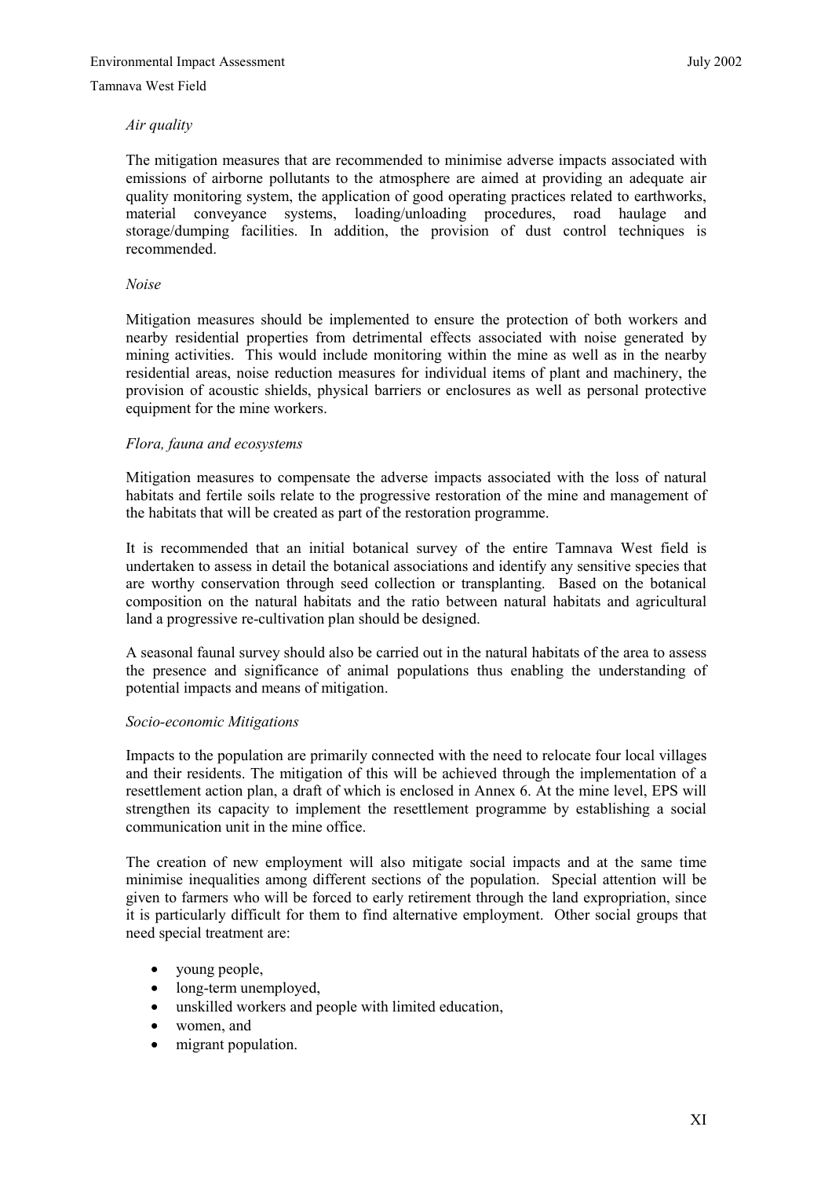*Air quality*

The mitigation measures that are recommended to minimise adverse impacts associated with emissions of airborne pollutants to the atmosphere are aimed at providing an adequate air quality monitoring system, the application of good operating practices related to earthworks, material conveyance systems, loading/unloading procedures, road haulage and storage/dumping facilities. In addition, the provision of dust control techniques is recommended.

*Noise*

Mitigation measures should be implemented to ensure the protection of both workers and nearby residential properties from detrimental effects associated with noise generated by mining activities. This would include monitoring within the mine as well as in the nearby residential areas, noise reduction measures for individual items of plant and machinery, the provision of acoustic shields, physical barriers or enclosures as well as personal protective equipment for the mine workers.

*Flora, fauna and ecosystems*

Mitigation measures to compensate the adverse impacts associated with the loss of natural habitats and fertile soils relate to the progressive restoration of the mine and management of the habitats that will be created as part of the restoration programme.

It is recommended that an initial botanical survey of the entire Tamnava West field is undertaken to assess in detail the botanical associations and identify any sensitive species that are worthy conservation through seed collection or transplanting. Based on the botanical composition on the natural habitats and the ratio between natural habitats and agricultural land a progressive re-cultivation plan should be designed.

A seasonal faunal survey should also be carried out in the natural habitats of the area to assess the presence and significance of animal populations thus enabling the understanding of potential impacts and means of mitigation.

*Socio-economic Mitigations*

Impacts to the population are primarily connected with the need to relocate four local villages and their residents. The mitigation of this will be achieved through the implementation of a resettlement action plan, a draft of which is enclosed in Annex 6. At the mine level, EPS will strengthen its capacity to implement the resettlement programme by establishing a social communication unit in the mine office.

The creation of new employment will also mitigate social impacts and at the same time minimise inequalities among different sections of the population. Special attention will be given to farmers who will be forced to early retirement through the land expropriation, since it is particularly difficult for them to find alternative employment. Other social groups that need special treatment are:

- young people,
- long-term unemployed,
- unskilled workers and people with limited education,
- women, and
- migrant population.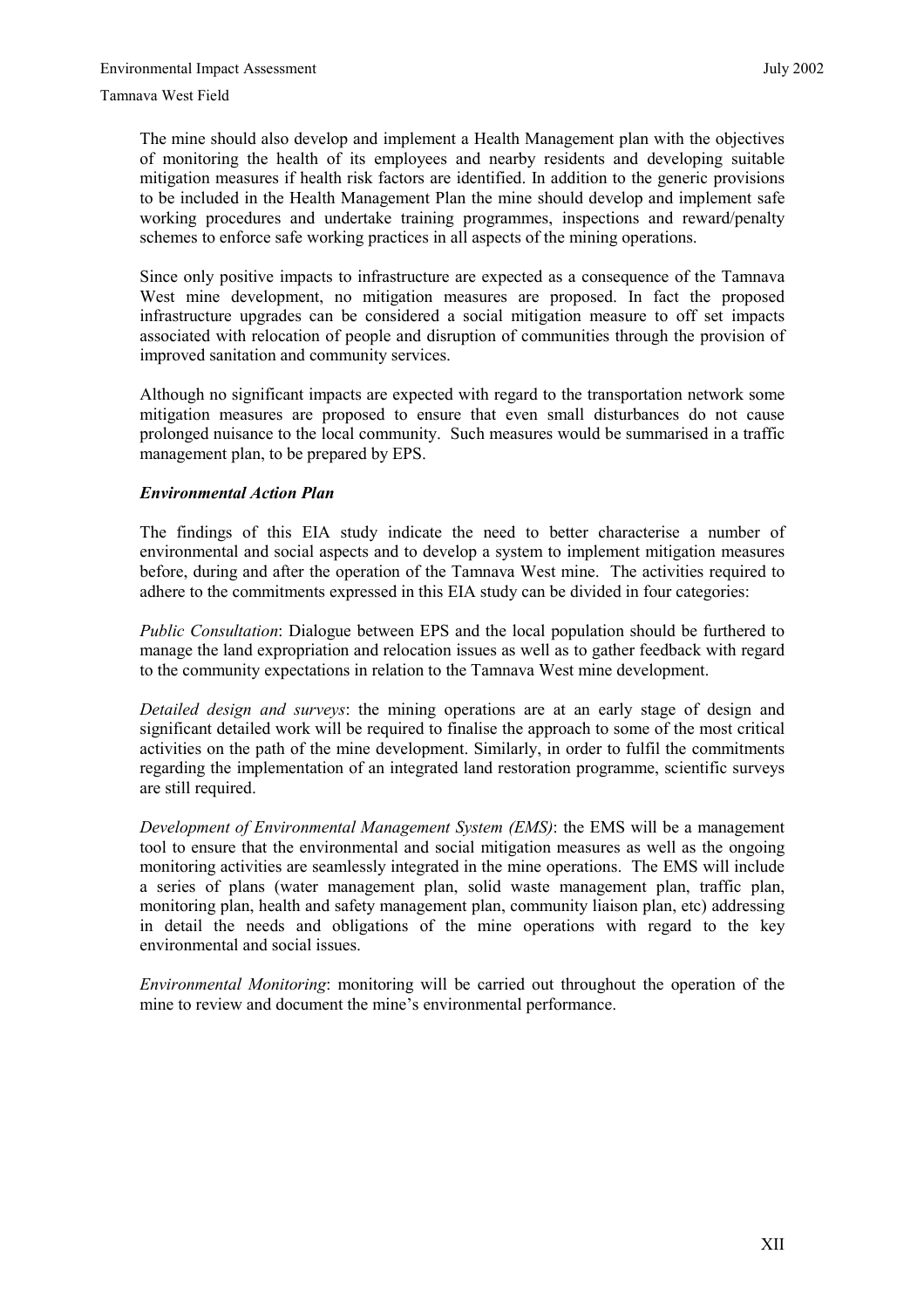The mine should also develop and implement a Health Management plan with the objectives of monitoring the health of its employees and nearby residents and developing suitable mitigation measures if health risk factors are identified. In addition to the generic provisions to be included in the Health Management Plan the mine should develop and implement safe working procedures and undertake training programmes, inspections and reward/penalty schemes to enforce safe working practices in all aspects of the mining operations.

Since only positive impacts to infrastructure are expected as a consequence of the Tamnava West mine development, no mitigation measures are proposed. In fact the proposed infrastructure upgrades can be considered a social mitigation measure to off set impacts associated with relocation of people and disruption of communities through the provision of improved sanitation and community services.

Although no significant impacts are expected with regard to the transportation network some mitigation measures are proposed to ensure that even small disturbances do not cause prolonged nuisance to the local community. Such measures would be summarised in a traffic management plan, to be prepared by EPS.

***Environmental Action Plan***

The findings of this EIA study indicate the need to better characterise a number of environmental and social aspects and to develop a system to implement mitigation measures before, during and after the operation of the Tamnava West mine. The activities required to adhere to the commitments expressed in this EIA study can be divided in four categories:

*Public Consultation*: Dialogue between EPS and the local population should be furthered to manage the land expropriation and relocation issues as well as to gather feedback with regard to the community expectations in relation to the Tamnava West mine development.

*Detailed design and surveys*: the mining operations are at an early stage of design and significant detailed work will be required to finalise the approach to some of the most critical activities on the path of the mine development. Similarly, in order to fulfil the commitments regarding the implementation of an integrated land restoration programme, scientific surveys are still required.

*Development of Environmental Management System (EMS)*: the EMS will be a management tool to ensure that the environmental and social mitigation measures as well as the ongoing monitoring activities are seamlessly integrated in the mine operations. The EMS will include a series of plans (water management plan, solid waste management plan, traffic plan, monitoring plan, health and safety management plan, community liaison plan, etc) addressing in detail the needs and obligations of the mine operations with regard to the key environmental and social issues.

*Environmental Monitoring*: monitoring will be carried out throughout the operation of the mine to review and document the mine's environmental performance.